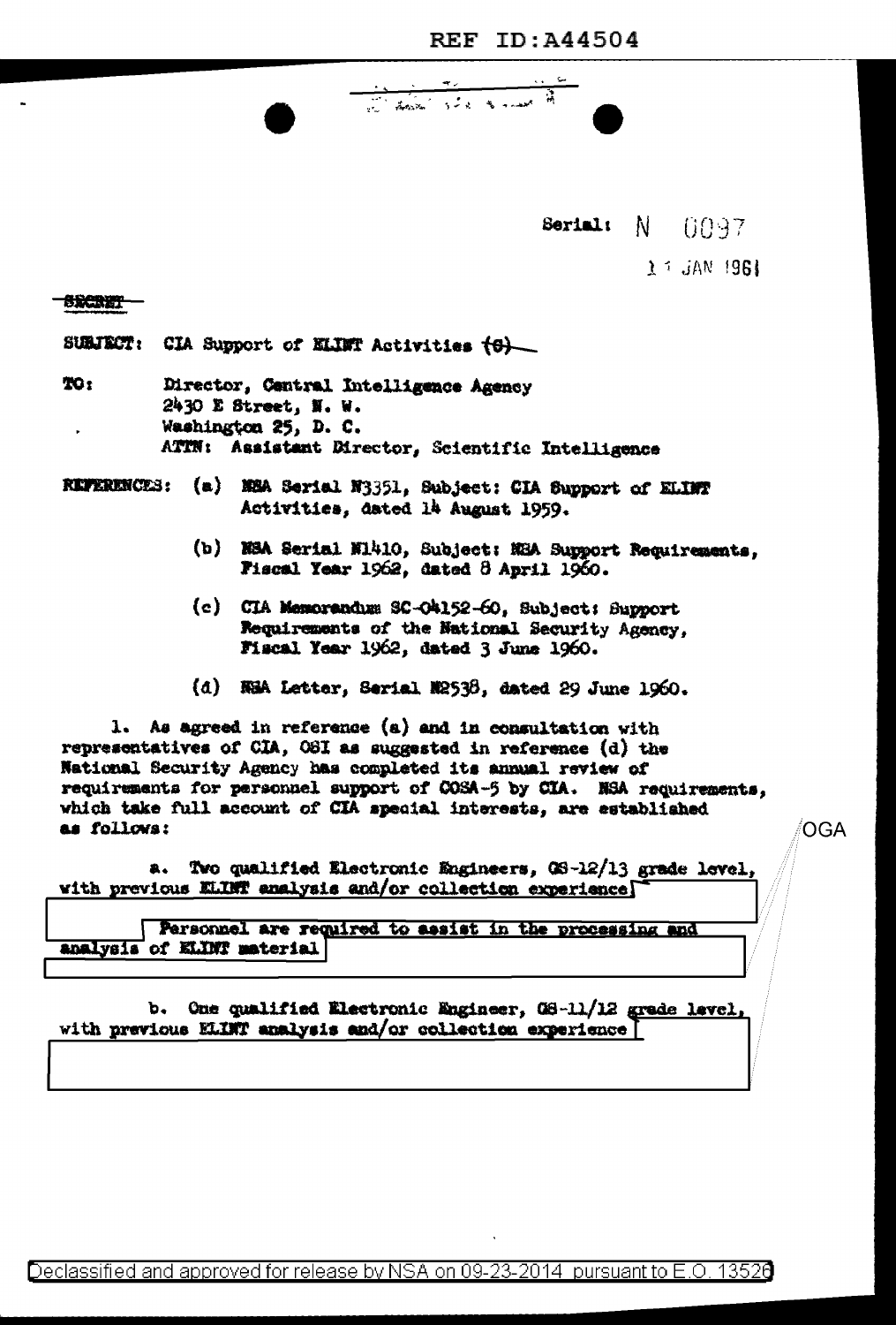REF ID:A44504

Serial: N 0097

11 JAN 1961

~~SECRET~~

SUBJECT: CIA Support of ELINT Activities ~~(S)~~

TO: Director, Central Intelligence Agency
2430 E Street, N. W.
Washington 25, D. C.
ATTN: Assistant Director, Scientific Intelligence

REFERENCES:

(a) NSA Serial N3351, Subject: CIA Support of ELINT Activities, dated 14 August 1959.

(b) NSA Serial N1410, Subject: NSA Support Requirements, Fiscal Year 1962, dated 8 April 1960.

(c) CIA Memorandum SC-04152-60, Subject: Support Requirements of the National Security Agency, Fiscal Year 1962, dated 3 June 1960.

(d) NSA Letter, Serial N2538, dated 29 June 1960.

1. As agreed in reference (a) and in consultation with representatives of CIA, OSI as suggested in reference (d) the National Security Agency has completed its annual review of requirements for personnel support of COSA-5 by CIA. NSA requirements, which take full account of CIA special interests, are established as follows:

OGA

a. Two qualified Electronic Engineers, GS-12/13 grade level, with previous ELINT analysis and/or collection experience [REDACTED] Personnel are required to assist in the processing and analysis of ELINT material [REDACTED]

b. One qualified Electronic Engineer, GS-11/12 grade level, with previous ELINT analysis and/or collection experience [REDACTED]

Declassified and approved for release by NSA on 09-23-2014 pursuant to E.O. 13526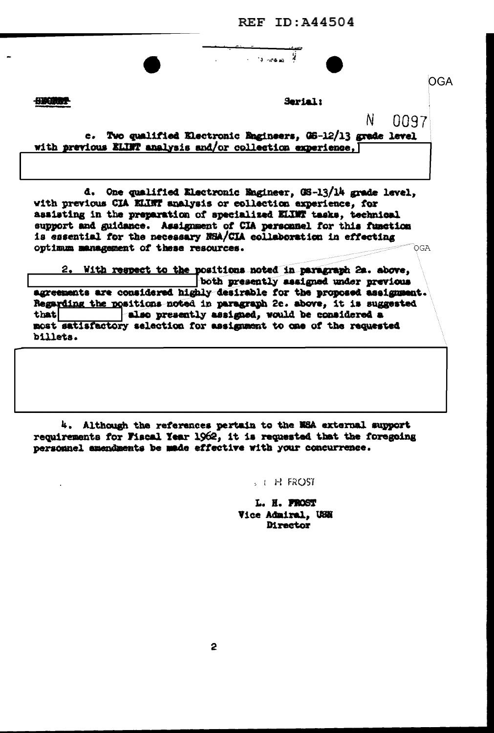REF ID:A44504

OGA

~~SECRET~~ Serial:

N 0097

c. Two qualified Electronic Engineers, GS-12/13 grade level with previous ELINT analysis and/or collection experience,

d. One qualified Electronic Engineer, GS-13/14 grade level, with previous CIA ELINT analysis or collection experience, for assisting in the preparation of specialized ELINT tasks, technical support and guidance. Assignment of CIA personnel for this function is essential for the necessary NSA/CIA collaboration in effecting optimum management of these resources.

OGA

2. With respect to the positions noted in paragraph 2a. above, both presently assigned under previous agreements are considered highly desirable for the proposed assignment. Regarding the positions noted in paragraph 2c. above, it is suggested that also presently assigned, would be considered a most satisfactory selection for assignment to one of the requested billets.

4. Although the references pertain to the NSA external support requirements for Fiscal Year 1962, it is requested that the foregoing personnel amendments be made effective with your concurrence.

L. H. FROST

L. H. FROST
Vice Admiral, USN
Director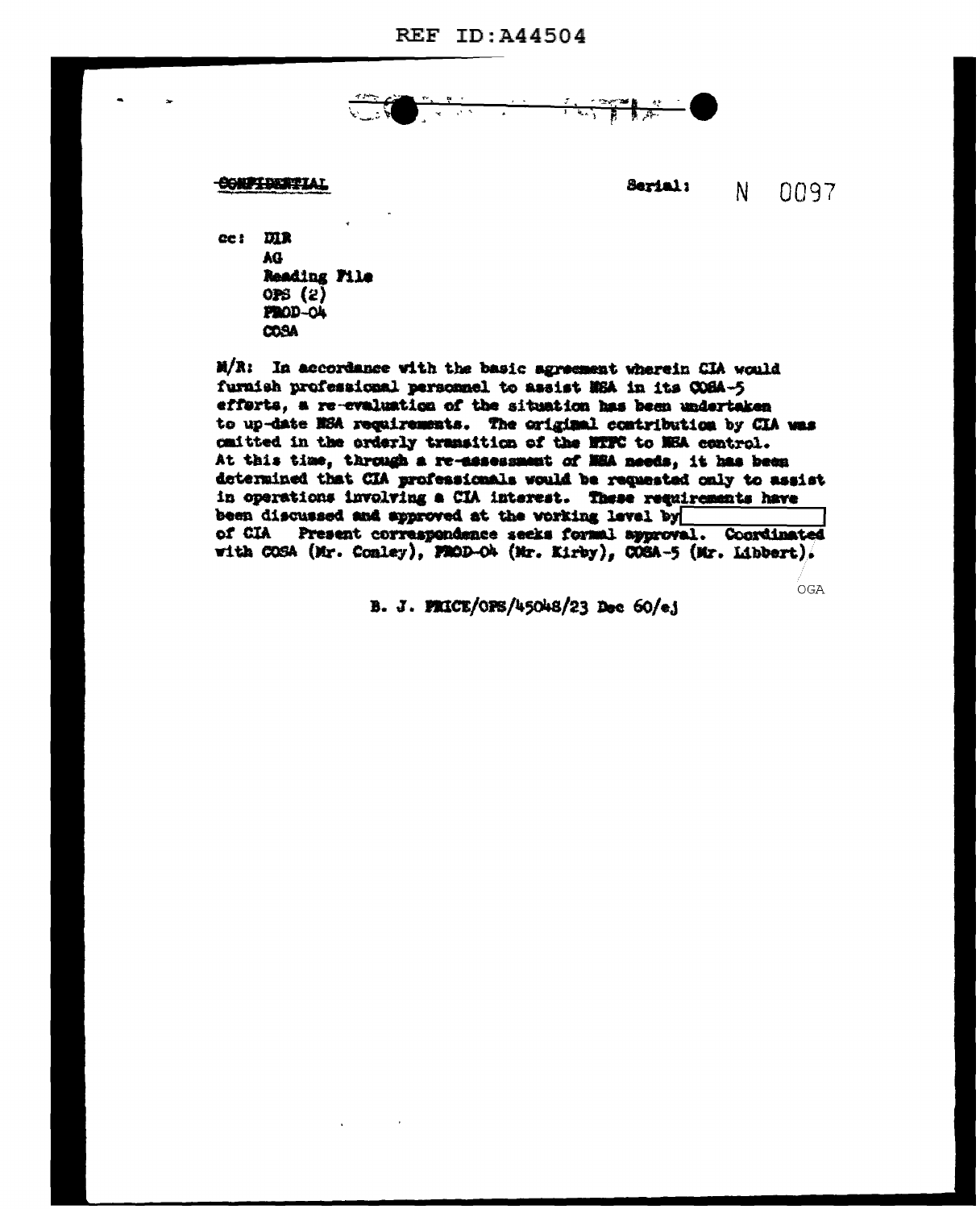REF ID:A44504

~~CONFIDENTIAL~~

Serial: N 0097

cc: DIR
AG
Reading File
OPS (2)
PROD-04
COSA

M/R: In accordance with the basic agreement wherein CIA would furnish professional personnel to assist NSA in its COSA-5 efforts, a re-evaluation of the situation has been undertaken to up-date NSA requirements. The original contribution by CIA was omitted in the orderly transition of the NTPC to NSA control. At this time, through a re-assessment of NSA needs, it has been determined that CIA professionals would be requested only to assist in operations involving a CIA interest. These requirements have been discussed and approved at the working level by [ ] of CIA Present correspondence seeks formal approval. Coordinated with COSA (Mr. Conley), PROD-04 (Mr. Kirby), COSA-5 (Mr. Libbert).

OGA

B. J. PRICE/OPS/45048/23 Dec 60/ej